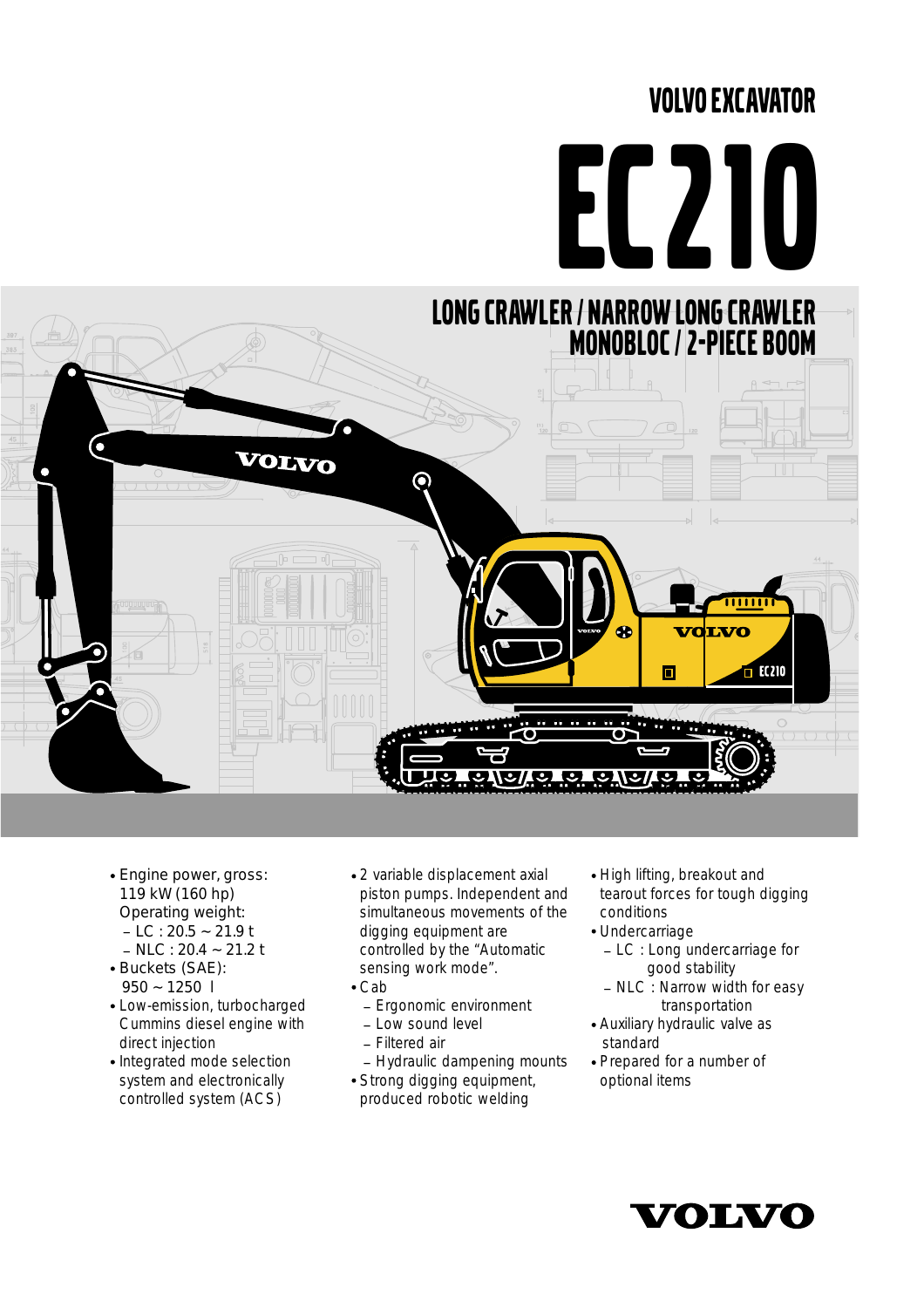# VOLVO EXCAVATOR

# EC210

## LONG CRAWLER / NARROW LONG CRAWLER
## MONOBLOC / 2-PIECE BOOM

- Engine power, gross: 119 kW (160 hp)
  Operating weight:
  – LC : 20.5 ~ 21.9 t
  – NLC : 20.4 ~ 21.2 t
- Buckets (SAE): 950 ~ 1250 l
- Low-emission, turbocharged Cummins diesel engine with direct injection
- Integrated mode selection system and electronically controlled system (ACS)
- 2 variable displacement axial piston pumps. Independent and simultaneous movements of the digging equipment are controlled by the "Automatic sensing work mode".
- Cab
  – Ergonomic environment
  – Low sound level
  – Filtered air
  – Hydraulic dampening mounts
- Strong digging equipment, produced robotic welding
- High lifting, breakout and tearout forces for tough digging conditions
- Undercarriage
  – LC : Long undercarriage for good stability
  – NLC : Narrow width for easy transportation
- Auxiliary hydraulic valve as standard
- Prepared for a number of optional items

VOLVO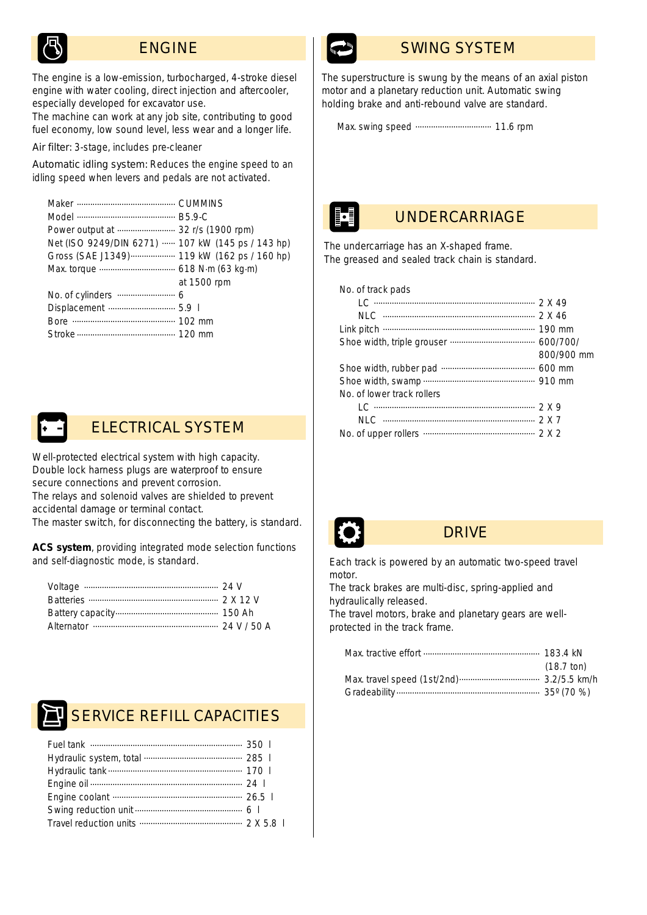## ENGINE

The engine is a low-emission, turbocharged, 4-stroke diesel engine with water cooling, direct injection and aftercooler, especially developed for excavator use.
The machine can work at any job site, contributing to good fuel economy, low sound level, less wear and a longer life.

Air filter: 3-stage, includes pre-cleaner

Automatic idling system: Reduces the engine speed to an idling speed when levers and pedals are not activated.

| | |
|---|---|
| Maker | CUMMINS |
| Model | B5.9-C |
| Power output at | 32 r/s (1900 rpm) |
| Net (ISO 9249/DIN 6271) | 107 kW (145 ps / 143 hp) |
| Gross (SAE J1349) | 119 kW (162 ps / 160 hp) |
| Max. torque | 618 N·m (63 kg·m) at 1500 rpm |
| No. of cylinders | 6 |
| Displacement | 5.9 l |
| Bore | 102 mm |
| Stroke | 120 mm |

## ELECTRICAL SYSTEM

Well-protected electrical system with high capacity.
Double lock harness plugs are waterproof to ensure secure connections and prevent corrosion.
The relays and solenoid valves are shielded to prevent accidental damage or terminal contact.
The master switch, for disconnecting the battery, is standard.

**ACS system**, providing integrated mode selection functions and self-diagnostic mode, is standard.

| | |
|---|---|
| Voltage | 24 V |
| Batteries | 2 X 12 V |
| Battery capacity | 150 Ah |
| Alternator | 24 V / 50 A |

## SERVICE REFILL CAPACITIES

| | |
|---|---|
| Fuel tank | 350 l |
| Hydraulic system, total | 285 l |
| Hydraulic tank | 170 l |
| Engine oil | 24 l |
| Engine coolant | 26.5 l |
| Swing reduction unit | 6 l |
| Travel reduction units | 2 X 5.8 l |

## SWING SYSTEM

The superstructure is swung by the means of an axial piston motor and a planetary reduction unit. Automatic swing holding brake and anti-rebound valve are standard.

| | |
|---|---|
| Max. swing speed | 11.6 rpm |

## UNDERCARRIAGE

The undercarriage has an X-shaped frame.
The greased and sealed track chain is standard.

| | |
|---|---|
| No. of track pads | |
| LC | 2 X 49 |
| NLC | 2 X 46 |
| Link pitch | 190 mm |
| Shoe width, triple grouser | 600/700/ 800/900 mm |
| Shoe width, rubber pad | 600 mm |
| Shoe width, swamp | 910 mm |
| No. of lower track rollers | |
| LC | 2 X 9 |
| NLC | 2 X 7 |
| No. of upper rollers | 2 X 2 |

## DRIVE

Each track is powered by an automatic two-speed travel motor.
The track brakes are multi-disc, spring-applied and hydraulically released.
The travel motors, brake and planetary gears are well-protected in the track frame.

| | |
|---|---|
| Max. tractive effort | 183.4 kN (18.7 ton) |
| Max. travel speed (1st/2nd) | 3.2/5.5 km/h |
| Gradeability | 35º (70 %) |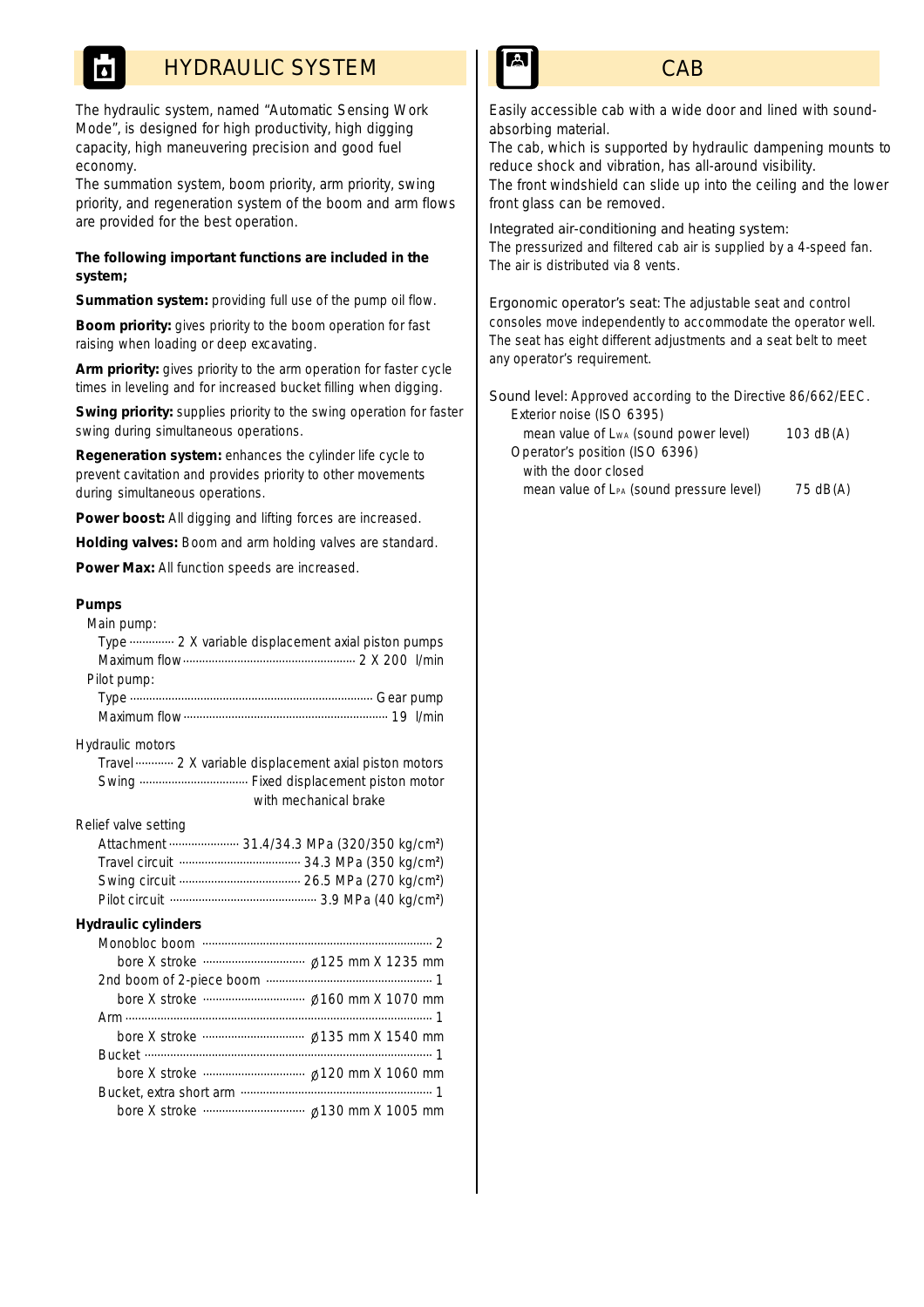## HYDRAULIC SYSTEM

The hydraulic system, named "Automatic Sensing Work Mode", is designed for high productivity, high digging capacity, high maneuvering precision and good fuel economy.
The summation system, boom priority, arm priority, swing priority, and regeneration system of the boom and arm flows are provided for the best operation.

**The following important functions are included in the system;**

**Summation system:** providing full use of the pump oil flow.

**Boom priority:** gives priority to the boom operation for fast raising when loading or deep excavating.

**Arm priority:** gives priority to the arm operation for faster cycle times in leveling and for increased bucket filling when digging.

**Swing priority:** supplies priority to the swing operation for faster swing during simultaneous operations.

**Regeneration system:** enhances the cylinder life cycle to prevent cavitation and provides priority to other movements during simultaneous operations.

**Power boost:** All digging and lifting forces are increased.

**Holding valves:** Boom and arm holding valves are standard.

**Power Max:** All function speeds are increased.

### Pumps

Main pump:
- Type ............ 2 X variable displacement axial piston pumps
- Maximum flow ............ 2 X 200 l/min

Pilot pump:
- Type ............ Gear pump
- Maximum flow ............ 19 l/min

Hydraulic motors
- Travel ............ 2 X variable displacement axial piston motors
- Swing ............ Fixed displacement piston motor with mechanical brake

Relief valve setting
- Attachment ............ 31.4/34.3 MPa (320/350 kg/cm²)
- Travel circuit ............ 34.3 MPa (350 kg/cm²)
- Swing circuit ............ 26.5 MPa (270 kg/cm²)
- Pilot circuit ............ 3.9 MPa (40 kg/cm²)

### Hydraulic cylinders

- Monobloc boom ............ 2
  - bore X stroke ............ ø125 mm X 1235 mm
- 2nd boom of 2-piece boom ............ 1
  - bore X stroke ............ ø160 mm X 1070 mm
- Arm ............ 1
  - bore X stroke ............ ø135 mm X 1540 mm
- Bucket ............ 1
  - bore X stroke ............ ø120 mm X 1060 mm
- Bucket, extra short arm ............ 1
  - bore X stroke ............ ø130 mm X 1005 mm

## CAB

Easily accessible cab with a wide door and lined with sound-absorbing material.
The cab, which is supported by hydraulic dampening mounts to reduce shock and vibration, has all-around visibility.
The front windshield can slide up into the ceiling and the lower front glass can be removed.

Integrated air-conditioning and heating system:
The pressurized and filtered cab air is supplied by a 4-speed fan. The air is distributed via 8 vents.

Ergonomic operator's seat: The adjustable seat and control consoles move independently to accommodate the operator well. The seat has eight different adjustments and a seat belt to meet any operator's requirement.

Sound level: Approved according to the Directive 86/662/EEC.

Exterior noise (ISO 6395)
- mean value of $L_{WA}$ (sound power level) ............ 103 dB(A)

Operator's position (ISO 6396) with the door closed
- mean value of $L_{PA}$ (sound pressure level) ............ 75 dB(A)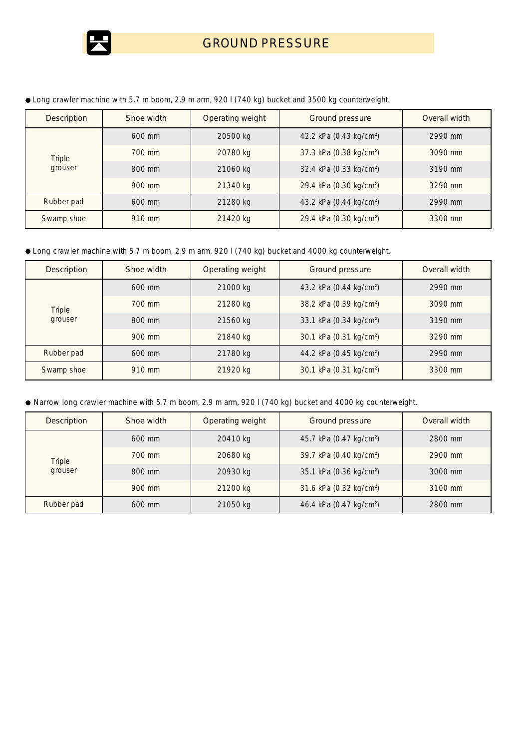# GROUND PRESSURE

- Long crawler machine with 5.7 m boom, 2.9 m arm, 920 l (740 kg) bucket and 3500 kg counterweight.

| Description | Shoe width | Operating weight | Ground pressure | Overall width |
|---|---|---|---|---|
| Triple grouser | 600 mm | 20500 kg | 42.2 kPa (0.43 kg/cm²) | 2990 mm |
| | 700 mm | 20780 kg | 37.3 kPa (0.38 kg/cm²) | 3090 mm |
| | 800 mm | 21060 kg | 32.4 kPa (0.33 kg/cm²) | 3190 mm |
| | 900 mm | 21340 kg | 29.4 kPa (0.30 kg/cm²) | 3290 mm |
| Rubber pad | 600 mm | 21280 kg | 43.2 kPa (0.44 kg/cm²) | 2990 mm |
| Swamp shoe | 910 mm | 21420 kg | 29.4 kPa (0.30 kg/cm²) | 3300 mm |

- Long crawler machine with 5.7 m boom, 2.9 m arm, 920 l (740 kg) bucket and 4000 kg counterweight.

| Description | Shoe width | Operating weight | Ground pressure | Overall width |
|---|---|---|---|---|
| Triple grouser | 600 mm | 21000 kg | 43.2 kPa (0.44 kg/cm²) | 2990 mm |
| | 700 mm | 21280 kg | 38.2 kPa (0.39 kg/cm²) | 3090 mm |
| | 800 mm | 21560 kg | 33.1 kPa (0.34 kg/cm²) | 3190 mm |
| | 900 mm | 21840 kg | 30.1 kPa (0.31 kg/cm²) | 3290 mm |
| Rubber pad | 600 mm | 21780 kg | 44.2 kPa (0.45 kg/cm²) | 2990 mm |
| Swamp shoe | 910 mm | 21920 kg | 30.1 kPa (0.31 kg/cm²) | 3300 mm |

- Narrow long crawler machine with 5.7 m boom, 2.9 m arm, 920 l (740 kg) bucket and 4000 kg counterweight.

| Description | Shoe width | Operating weight | Ground pressure | Overall width |
|---|---|---|---|---|
| Triple grouser | 600 mm | 20410 kg | 45.7 kPa (0.47 kg/cm²) | 2800 mm |
| | 700 mm | 20680 kg | 39.7 kPa (0.40 kg/cm²) | 2900 mm |
| | 800 mm | 20930 kg | 35.1 kPa (0.36 kg/cm²) | 3000 mm |
| | 900 mm | 21200 kg | 31.6 kPa (0.32 kg/cm²) | 3100 mm |
| Rubber pad | 600 mm | 21050 kg | 46.4 kPa (0.47 kg/cm²) | 2800 mm |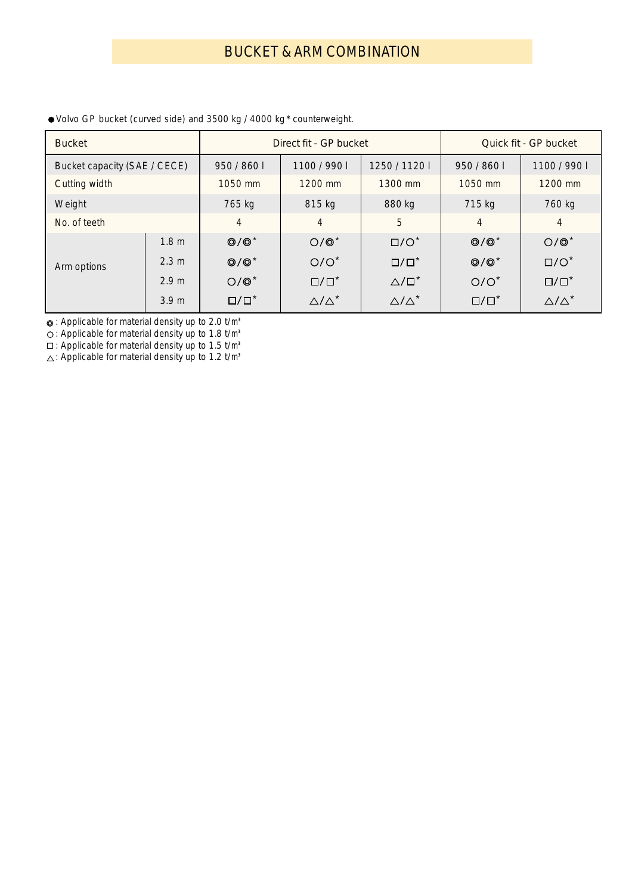# BUCKET & ARM COMBINATION

● Volvo GP bucket (curved side) and 3500 kg / 4000 kg * counterweight.

| Bucket | | Direct fit - GP bucket | | | Quick fit - GP bucket | |
|---|---|---|---|---|---|---|
| Bucket capacity (SAE / CECE) | | 950 / 860 l | 1100 / 990 l | 1250 / 1120 l | 950 / 860 l | 1100 / 990 l |
| Cutting width | | 1050 mm | 1200 mm | 1300 mm | 1050 mm | 1200 mm |
| Weight | | 765 kg | 815 kg | 880 kg | 715 kg | 760 kg |
| No. of teeth | | 4 | 4 | 5 | 4 | 4 |
| Arm options | 1.8 m | ◎/◎* | ○/◎* | □/○* | ◎/◎* | ○/◎* |
| | 2.3 m | ◎/◎* | ○/○* | □/□* | ◎/◎* | □/○* |
| | 2.9 m | ○/◎* | □/□* | △/□* | ○/○* | □/□* |
| | 3.9 m | □/□* | △/△* | △/△* | □/□* | △/△* |

◎ : Applicable for material density up to 2.0 t/m³
○ : Applicable for material density up to 1.8 t/m³
□ : Applicable for material density up to 1.5 t/m³
△ : Applicable for material density up to 1.2 t/m³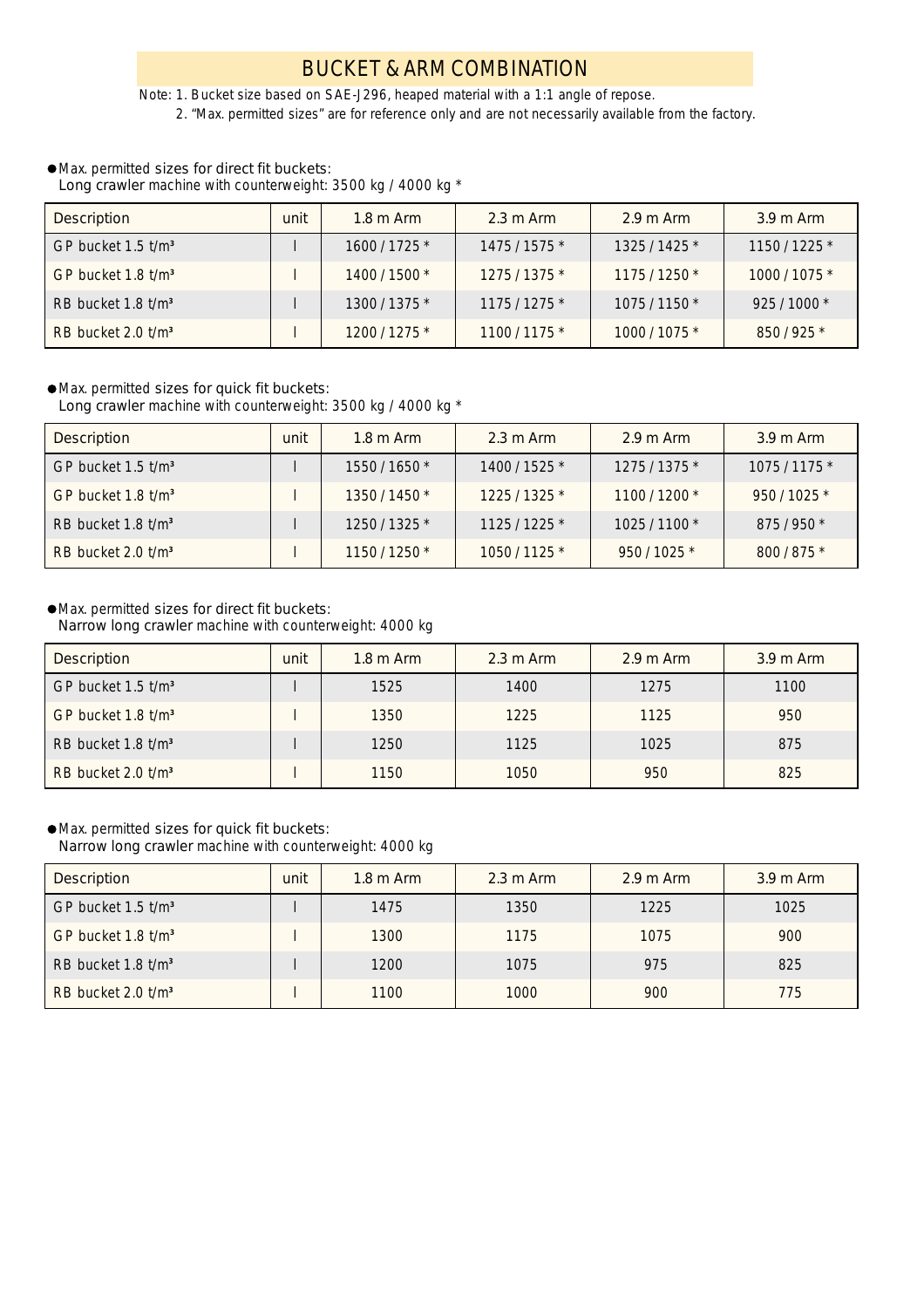# BUCKET & ARM COMBINATION

Note: 1. Bucket size based on SAE-J296, heaped material with a 1:1 angle of repose.
2. "Max. permitted sizes" are for reference only and are not necessarily available from the factory.

● Max. permitted sizes for direct fit buckets:
Long crawler machine with counterweight: 3500 kg / 4000 kg *

| Description | unit | 1.8 m Arm | 2.3 m Arm | 2.9 m Arm | 3.9 m Arm |
|---|---|---|---|---|---|
| GP bucket 1.5 t/m³ | l | 1600 / 1725 * | 1475 / 1575 * | 1325 / 1425 * | 1150 / 1225 * |
| GP bucket 1.8 t/m³ | l | 1400 / 1500 * | 1275 / 1375 * | 1175 / 1250 * | 1000 / 1075 * |
| RB bucket 1.8 t/m³ | l | 1300 / 1375 * | 1175 / 1275 * | 1075 / 1150 * | 925 / 1000 * |
| RB bucket 2.0 t/m³ | l | 1200 / 1275 * | 1100 / 1175 * | 1000 / 1075 * | 850 / 925 * |

● Max. permitted sizes for quick fit buckets:
Long crawler machine with counterweight: 3500 kg / 4000 kg *

| Description | unit | 1.8 m Arm | 2.3 m Arm | 2.9 m Arm | 3.9 m Arm |
|---|---|---|---|---|---|
| GP bucket 1.5 t/m³ | l | 1550 / 1650 * | 1400 / 1525 * | 1275 / 1375 * | 1075 / 1175 * |
| GP bucket 1.8 t/m³ | l | 1350 / 1450 * | 1225 / 1325 * | 1100 / 1200 * | 950 / 1025 * |
| RB bucket 1.8 t/m³ | l | 1250 / 1325 * | 1125 / 1225 * | 1025 / 1100 * | 875 / 950 * |
| RB bucket 2.0 t/m³ | l | 1150 / 1250 * | 1050 / 1125 * | 950 / 1025 * | 800 / 875 * |

● Max. permitted sizes for direct fit buckets:
Narrow long crawler machine with counterweight: 4000 kg

| Description | unit | 1.8 m Arm | 2.3 m Arm | 2.9 m Arm | 3.9 m Arm |
|---|---|---|---|---|---|
| GP bucket 1.5 t/m³ | l | 1525 | 1400 | 1275 | 1100 |
| GP bucket 1.8 t/m³ | l | 1350 | 1225 | 1125 | 950 |
| RB bucket 1.8 t/m³ | l | 1250 | 1125 | 1025 | 875 |
| RB bucket 2.0 t/m³ | l | 1150 | 1050 | 950 | 825 |

● Max. permitted sizes for quick fit buckets:
Narrow long crawler machine with counterweight: 4000 kg

| Description | unit | 1.8 m Arm | 2.3 m Arm | 2.9 m Arm | 3.9 m Arm |
|---|---|---|---|---|---|
| GP bucket 1.5 t/m³ | l | 1475 | 1350 | 1225 | 1025 |
| GP bucket 1.8 t/m³ | l | 1300 | 1175 | 1075 | 900 |
| RB bucket 1.8 t/m³ | l | 1200 | 1075 | 975 | 825 |
| RB bucket 2.0 t/m³ | l | 1100 | 1000 | 900 | 775 |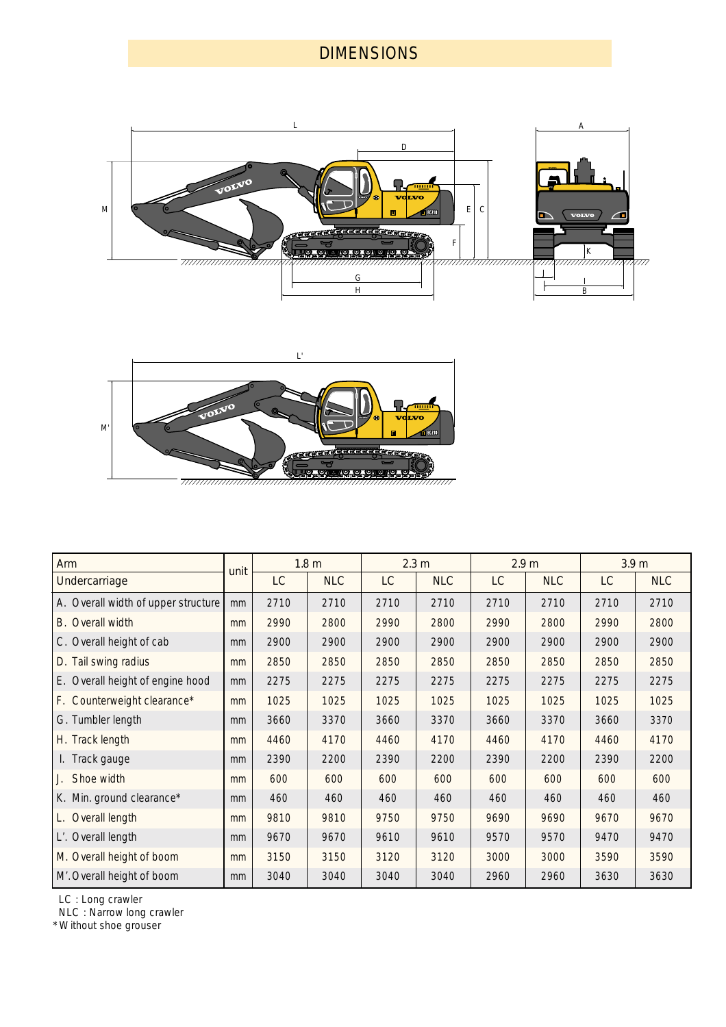# DIMENSIONS

| Arm | unit | 1.8 m | | 2.3 m | | 2.9 m | | 3.9 m | |
|---|---|---|---|---|---|---|---|---|---|
| Undercarriage | | LC | NLC | LC | NLC | LC | NLC | LC | NLC |
| A. Overall width of upper structure | mm | 2710 | 2710 | 2710 | 2710 | 2710 | 2710 | 2710 | 2710 |
| B. Overall width | mm | 2990 | 2800 | 2990 | 2800 | 2990 | 2800 | 2990 | 2800 |
| C. Overall height of cab | mm | 2900 | 2900 | 2900 | 2900 | 2900 | 2900 | 2900 | 2900 |
| D. Tail swing radius | mm | 2850 | 2850 | 2850 | 2850 | 2850 | 2850 | 2850 | 2850 |
| E. Overall height of engine hood | mm | 2275 | 2275 | 2275 | 2275 | 2275 | 2275 | 2275 | 2275 |
| F. Counterweight clearance* | mm | 1025 | 1025 | 1025 | 1025 | 1025 | 1025 | 1025 | 1025 |
| G. Tumbler length | mm | 3660 | 3370 | 3660 | 3370 | 3660 | 3370 | 3660 | 3370 |
| H. Track length | mm | 4460 | 4170 | 4460 | 4170 | 4460 | 4170 | 4460 | 4170 |
| I. Track gauge | mm | 2390 | 2200 | 2390 | 2200 | 2390 | 2200 | 2390 | 2200 |
| J. Shoe width | mm | 600 | 600 | 600 | 600 | 600 | 600 | 600 | 600 |
| K. Min. ground clearance* | mm | 460 | 460 | 460 | 460 | 460 | 460 | 460 | 460 |
| L. Overall length | mm | 9810 | 9810 | 9750 | 9750 | 9690 | 9690 | 9670 | 9670 |
| L'. Overall length | mm | 9670 | 9670 | 9610 | 9610 | 9570 | 9570 | 9470 | 9470 |
| M. Overall height of boom | mm | 3150 | 3150 | 3120 | 3120 | 3000 | 3000 | 3590 | 3590 |
| M'. Overall height of boom | mm | 3040 | 3040 | 3040 | 3040 | 2960 | 2960 | 3630 | 3630 |

LC : Long crawler
NLC : Narrow long crawler
* Without shoe grouser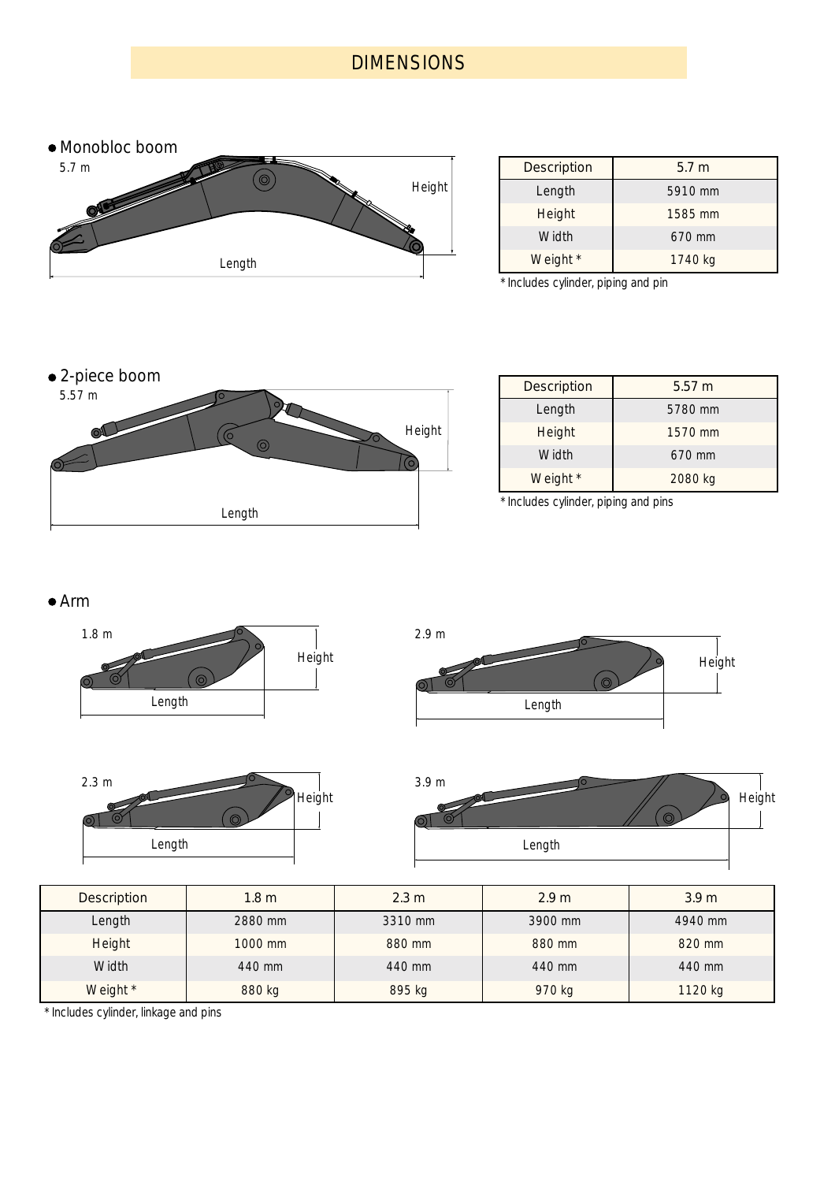# DIMENSIONS

- Monobloc boom

5.7 m

| Description | 5.7 m |
|---|---|
| Length | 5910 mm |
| Height | 1585 mm |
| Width | 670 mm |
| Weight * | 1740 kg |

* Includes cylinder, piping and pin

- 2-piece boom

5.57 m

| Description | 5.57 m |
|---|---|
| Length | 5780 mm |
| Height | 1570 mm |
| Width | 670 mm |
| Weight * | 2080 kg |

* Includes cylinder, piping and pins

- Arm

| Description | 1.8 m | 2.3 m | 2.9 m | 3.9 m |
|---|---|---|---|---|
| Length | 2880 mm | 3310 mm | 3900 mm | 4940 mm |
| Height | 1000 mm | 880 mm | 880 mm | 820 mm |
| Width | 440 mm | 440 mm | 440 mm | 440 mm |
| Weight * | 880 kg | 895 kg | 970 kg | 1120 kg |

* Includes cylinder, linkage and pins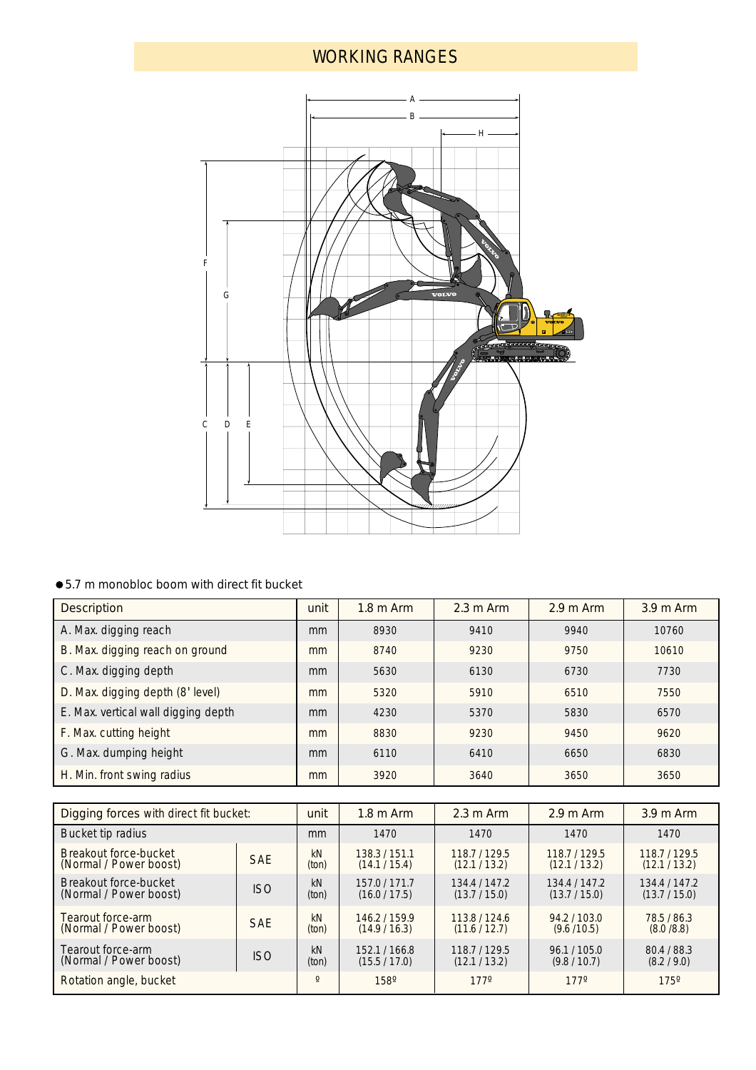# WORKING RANGES

● 5.7 m monobloc boom with direct fit bucket

| Description | unit | 1.8 m Arm | 2.3 m Arm | 2.9 m Arm | 3.9 m Arm |
|---|---|---|---|---|---|
| A. Max. digging reach | mm | 8930 | 9410 | 9940 | 10760 |
| B. Max. digging reach on ground | mm | 8740 | 9230 | 9750 | 10610 |
| C. Max. digging depth | mm | 5630 | 6130 | 6730 | 7730 |
| D. Max. digging depth (8' level) | mm | 5320 | 5910 | 6510 | 7550 |
| E. Max. vertical wall digging depth | mm | 4230 | 5370 | 5830 | 6570 |
| F. Max. cutting height | mm | 8830 | 9230 | 9450 | 9620 |
| G. Max. dumping height | mm | 6110 | 6410 | 6650 | 6830 |
| H. Min. front swing radius | mm | 3920 | 3640 | 3650 | 3650 |

| Digging forces with direct fit bucket: | | unit | 1.8 m Arm | 2.3 m Arm | 2.9 m Arm | 3.9 m Arm |
|---|---|---|---|---|---|---|
| Bucket tip radius | | mm | 1470 | 1470 | 1470 | 1470 |
| Breakout force-bucket (Normal / Power boost) | SAE | kN (ton) | 138.3 / 151.1 (14.1 / 15.4) | 118.7 / 129.5 (12.1 / 13.2) | 118.7 / 129.5 (12.1 / 13.2) | 118.7 / 129.5 (12.1 / 13.2) |
| Breakout force-bucket (Normal / Power boost) | ISO | kN (ton) | 157.0 / 171.7 (16.0 / 17.5) | 134.4 / 147.2 (13.7 / 15.0) | 134.4 / 147.2 (13.7 / 15.0) | 134.4 / 147.2 (13.7 / 15.0) |
| Tearout force-arm (Normal / Power boost) | SAE | kN (ton) | 146.2 / 159.9 (14.9 / 16.3) | 113.8 / 124.6 (11.6 / 12.7) | 94.2 / 103.0 (9.6 /10.5) | 78.5 / 86.3 (8.0 /8.8) |
| Tearout force-arm (Normal / Power boost) | ISO | kN (ton) | 152.1 / 166.8 (15.5 / 17.0) | 118.7 / 129.5 (12.1 / 13.2) | 96.1 / 105.0 (9.8 / 10.7) | 80.4 / 88.3 (8.2 / 9.0) |
| Rotation angle, bucket | | º | 158º | 177º | 177º | 175º |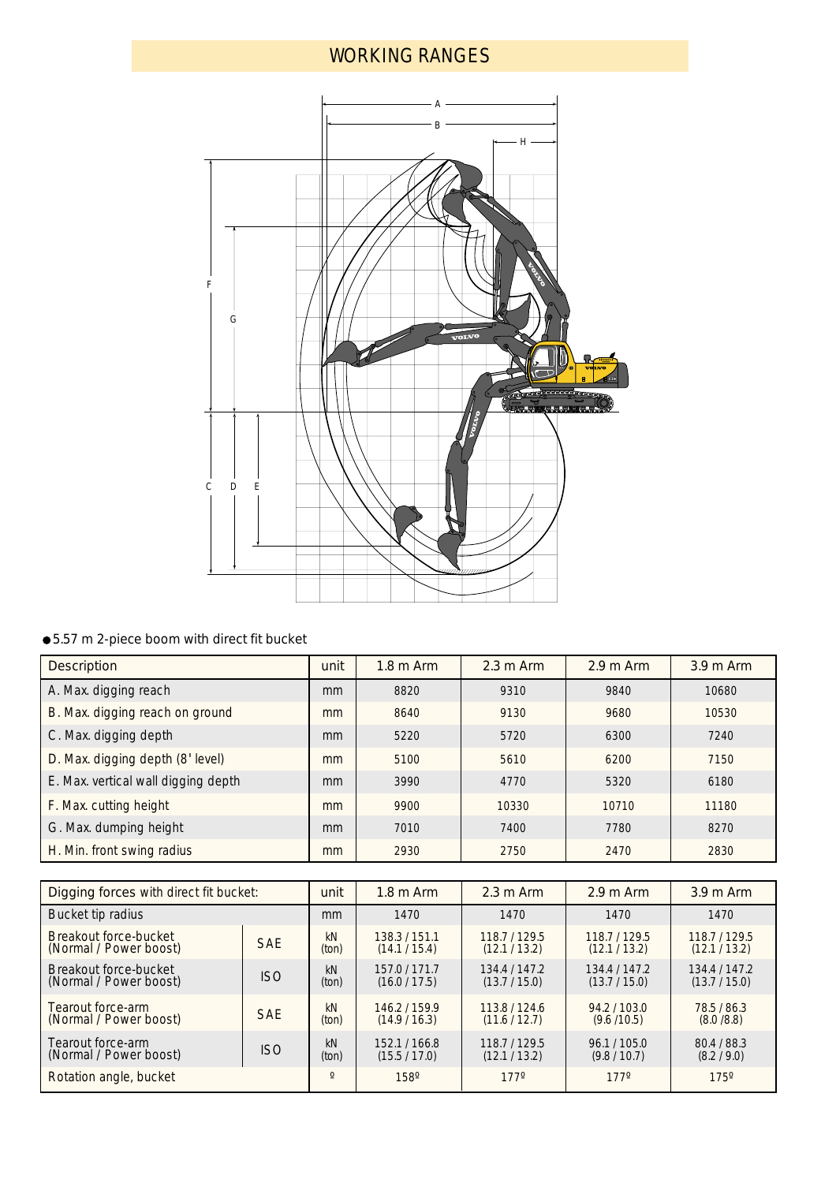# WORKING RANGES

- 5.57 m 2-piece boom with direct fit bucket

| Description | unit | 1.8 m Arm | 2.3 m Arm | 2.9 m Arm | 3.9 m Arm |
|---|---|---|---|---|---|
| A. Max. digging reach | mm | 8820 | 9310 | 9840 | 10680 |
| B. Max. digging reach on ground | mm | 8640 | 9130 | 9680 | 10530 |
| C. Max. digging depth | mm | 5220 | 5720 | 6300 | 7240 |
| D. Max. digging depth (8' level) | mm | 5100 | 5610 | 6200 | 7150 |
| E. Max. vertical wall digging depth | mm | 3990 | 4770 | 5320 | 6180 |
| F. Max. cutting height | mm | 9900 | 10330 | 10710 | 11180 |
| G. Max. dumping height | mm | 7010 | 7400 | 7780 | 8270 |
| H. Min. front swing radius | mm | 2930 | 2750 | 2470 | 2830 |

| Digging forces with direct fit bucket: | | unit | 1.8 m Arm | 2.3 m Arm | 2.9 m Arm | 3.9 m Arm |
|---|---|---|---|---|---|---|
| Bucket tip radius | | mm | 1470 | 1470 | 1470 | 1470 |
| Breakout force-bucket (Normal / Power boost) | SAE | kN (ton) | 138.3 / 151.1 (14.1 / 15.4) | 118.7 / 129.5 (12.1 / 13.2) | 118.7 / 129.5 (12.1 / 13.2) | 118.7 / 129.5 (12.1 / 13.2) |
| Breakout force-bucket (Normal / Power boost) | ISO | kN (ton) | 157.0 / 171.7 (16.0 / 17.5) | 134.4 / 147.2 (13.7 / 15.0) | 134.4 / 147.2 (13.7 / 15.0) | 134.4 / 147.2 (13.7 / 15.0) |
| Tearout force-arm (Normal / Power boost) | SAE | kN (ton) | 146.2 / 159.9 (14.9 / 16.3) | 113.8 / 124.6 (11.6 / 12.7) | 94.2 / 103.0 (9.6 /10.5) | 78.5 / 86.3 (8.0 /8.8) |
| Tearout force-arm (Normal / Power boost) | ISO | kN (ton) | 152.1 / 166.8 (15.5 / 17.0) | 118.7 / 129.5 (12.1 / 13.2) | 96.1 / 105.0 (9.8 / 10.7) | 80.4 / 88.3 (8.2 / 9.0) |
| Rotation angle, bucket | | º | 158º | 177º | 177º | 175º |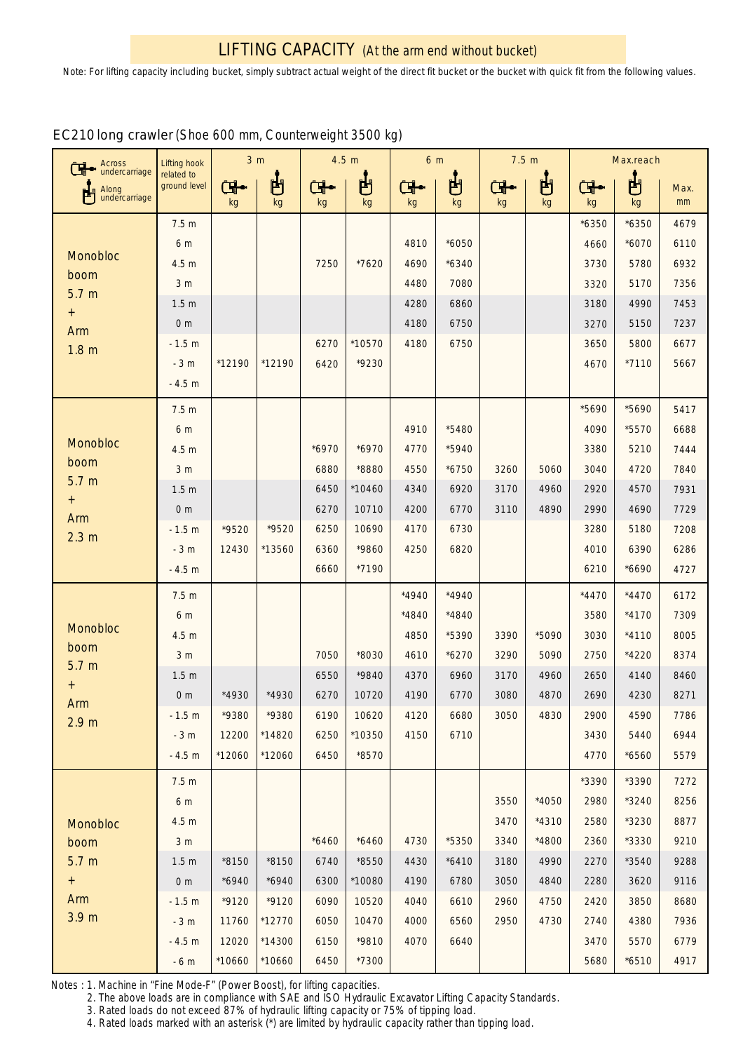# LIFTING CAPACITY (At the arm end without bucket)

Note: For lifting capacity including bucket, simply subtract actual weight of the direct fit bucket or the bucket with quick fit from the following values.

## EC210 long crawler (Shoe 600 mm, Counterweight 3500 kg)

| Across undercarriage / Along undercarriage | Lifting hook related to ground level | 3 m | | 4.5 m | | 6 m | | 7.5 m | | Max.reach | | |
|---|---|---|---|---|---|---|---|---|---|---|---|---|
| | | Across kg | Along kg | Across kg | Along kg | Across kg | Along kg | Across kg | Along kg | Across kg | Along kg | Max. mm |
| Monobloc boom 5.7 m + Arm 1.8 m | 7.5 m | | | | | | | | | *6350 | *6350 | 4679 |
| | 6 m | | | | | 4810 | *6050 | | | 4660 | *6070 | 6110 |
| | 4.5 m | | | 7250 | *7620 | 4690 | *6340 | | | 3730 | 5780 | 6932 |
| | 3 m | | | | | 4480 | 7080 | | | 3320 | 5170 | 7356 |
| | 1.5 m | | | | | 4280 | 6860 | | | 3180 | 4990 | 7453 |
| | 0 m | | | | | 4180 | 6750 | | | 3270 | 5150 | 7237 |
| | -1.5 m | | | 6270 | *10570 | 4180 | 6750 | | | 3650 | 5800 | 6677 |
| | -3 m | *12190 | *12190 | 6420 | *9230 | | | | | 4670 | *7110 | 5667 |
| | -4.5 m | | | | | | | | | | | |
| Monobloc boom 5.7 m + Arm 2.3 m | 7.5 m | | | | | | | | | *5690 | *5690 | 5417 |
| | 6 m | | | | | 4910 | *5480 | | | 4090 | *5570 | 6688 |
| | 4.5 m | | | *6970 | *6970 | 4770 | *5940 | | | 3380 | 5210 | 7444 |
| | 3 m | | | 6880 | *8880 | 4550 | *6750 | 3260 | 5060 | 3040 | 4720 | 7840 |
| | 1.5 m | | | 6450 | *10460 | 4340 | 6920 | 3170 | 4960 | 2920 | 4570 | 7931 |
| | 0 m | | | 6270 | 10710 | 4200 | 6770 | 3110 | 4890 | 2990 | 4690 | 7729 |
| | -1.5 m | *9520 | *9520 | 6250 | 10690 | 4170 | 6730 | | | 3280 | 5180 | 7208 |
| | -3 m | 12430 | *13560 | 6360 | *9860 | 4250 | 6820 | | | 4010 | 6390 | 6286 |
| | -4.5 m | | | 6660 | *7190 | | | | | 6210 | *6690 | 4727 |
| Monobloc boom 5.7 m + Arm 2.9 m | 7.5 m | | | | | *4940 | *4940 | | | *4470 | *4470 | 6172 |
| | 6 m | | | | | *4840 | *4840 | | | 3580 | *4170 | 7309 |
| | 4.5 m | | | | | 4850 | *5390 | 3390 | *5090 | 3030 | *4110 | 8005 |
| | 3 m | | | 7050 | *8030 | 4610 | *6270 | 3290 | 5090 | 2750 | *4220 | 8374 |
| | 1.5 m | | | 6550 | *9840 | 4370 | 6960 | 3170 | 4960 | 2650 | 4140 | 8460 |
| | 0 m | *4930 | *4930 | 6270 | 10720 | 4190 | 6770 | 3080 | 4870 | 2690 | 4230 | 8271 |
| | -1.5 m | *9380 | *9380 | 6190 | 10620 | 4120 | 6680 | 3050 | 4830 | 2900 | 4590 | 7786 |
| | -3 m | 12200 | *14820 | 6250 | *10350 | 4150 | 6710 | | | 3430 | 5440 | 6944 |
| | -4.5 m | *12060 | *12060 | 6450 | *8570 | | | | | 4770 | *6560 | 5579 |
| Monobloc boom 5.7 m + Arm 3.9 m | 7.5 m | | | | | | | | | *3390 | *3390 | 7272 |
| | 6 m | | | | | | | 3550 | *4050 | 2980 | *3240 | 8256 |
| | 4.5 m | | | | | | | 3470 | *4310 | 2580 | *3230 | 8877 |
| | 3 m | | | *6460 | *6460 | 4730 | *5350 | 3340 | *4800 | 2360 | *3330 | 9210 |
| | 1.5 m | *8150 | *8150 | 6740 | *8550 | 4430 | *6410 | 3180 | 4990 | 2270 | *3540 | 9288 |
| | 0 m | *6940 | *6940 | 6300 | *10080 | 4190 | 6780 | 3050 | 4840 | 2280 | 3620 | 9116 |
| | -1.5 m | *9120 | *9120 | 6090 | 10520 | 4040 | 6610 | 2960 | 4750 | 2420 | 3850 | 8680 |
| | -3 m | 11760 | *12770 | 6050 | 10470 | 4000 | 6560 | 2950 | 4730 | 2740 | 4380 | 7936 |
| | -4.5 m | 12020 | *14300 | 6150 | *9810 | 4070 | 6640 | | | 3470 | 5570 | 6779 |
| | -6 m | *10660 | *10660 | 6450 | *7300 | | | | | 5680 | *6510 | 4917 |

Notes : 1. Machine in "Fine Mode-F" (Power Boost), for lifting capacities.
2. The above loads are in compliance with SAE and ISO Hydraulic Excavator Lifting Capacity Standards.
3. Rated loads do not exceed 87% of hydraulic lifting capacity or 75% of tipping load.
4. Rated loads marked with an asterisk (*) are limited by hydraulic capacity rather than tipping load.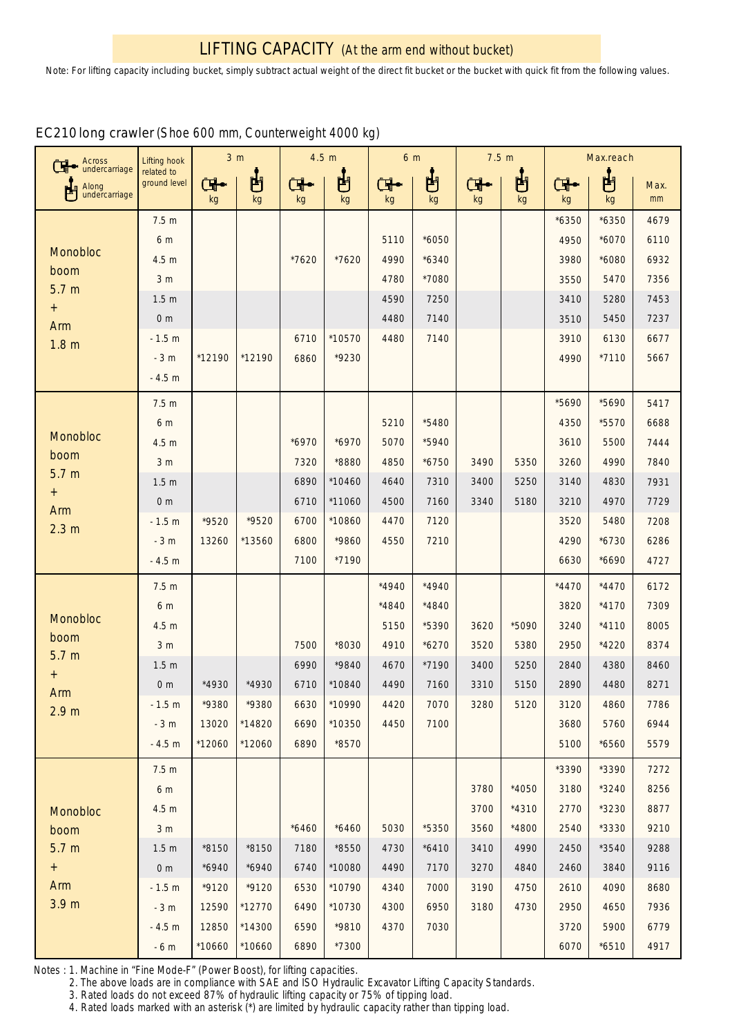# LIFTING CAPACITY (At the arm end without bucket)

Note: For lifting capacity including bucket, simply subtract actual weight of the direct fit bucket or the bucket with quick fit from the following values.

## EC210 long crawler (Shoe 600 mm, Counterweight 4000 kg)

| Across undercarriage / Along undercarriage | Lifting hook related to ground level | 3 m | | 4.5 m | | 6 m | | 7.5 m | | Max.reach | | |
|---|---|---|---|---|---|---|---|---|---|---|---|---|
| | | Across kg | Along kg | Across kg | Along kg | Across kg | Along kg | Across kg | Along kg | Across kg | Along kg | Max. mm |
| Monobloc boom 5.7 m + Arm 1.8 m | 7.5 m | | | | | | | | | *6350 | *6350 | 4679 |
| | 6 m | | | | | 5110 | *6050 | | | 4950 | *6070 | 6110 |
| | 4.5 m | | | *7620 | *7620 | 4990 | *6340 | | | 3980 | *6080 | 6932 |
| | 3 m | | | | | 4780 | *7080 | | | 3550 | 5470 | 7356 |
| | 1.5 m | | | | | 4590 | 7250 | | | 3410 | 5280 | 7453 |
| | 0 m | | | | | 4480 | 7140 | | | 3510 | 5450 | 7237 |
| | -1.5 m | | | 6710 | *10570 | 4480 | 7140 | | | 3910 | 6130 | 6677 |
| | -3 m | *12190 | *12190 | 6860 | *9230 | | | | | 4990 | *7110 | 5667 |
| | -4.5 m | | | | | | | | | | | |
| Monobloc boom 5.7 m + Arm 2.3 m | 7.5 m | | | | | | | | | *5690 | *5690 | 5417 |
| | 6 m | | | | | 5210 | *5480 | | | 4350 | *5570 | 6688 |
| | 4.5 m | | | *6970 | *6970 | 5070 | *5940 | | | 3610 | 5500 | 7444 |
| | 3 m | | | 7320 | *8880 | 4850 | *6750 | 3490 | 5350 | 3260 | 4990 | 7840 |
| | 1.5 m | | | 6890 | *10460 | 4640 | 7310 | 3400 | 5250 | 3140 | 4830 | 7931 |
| | 0 m | | | 6710 | *11060 | 4500 | 7160 | 3340 | 5180 | 3210 | 4970 | 7729 |
| | -1.5 m | *9520 | *9520 | 6700 | *10860 | 4470 | 7120 | | | 3520 | 5480 | 7208 |
| | -3 m | 13260 | *13560 | 6800 | *9860 | 4550 | 7210 | | | 4290 | *6730 | 6286 |
| | -4.5 m | | | 7100 | *7190 | | | | | 6630 | *6690 | 4727 |
| Monobloc boom 5.7 m + Arm 2.9 m | 7.5 m | | | | | *4940 | *4940 | | | *4470 | *4470 | 6172 |
| | 6 m | | | | | *4840 | *4840 | | | 3820 | *4170 | 7309 |
| | 4.5 m | | | | | 5150 | *5390 | 3620 | *5090 | 3240 | *4110 | 8005 |
| | 3 m | | | 7500 | *8030 | 4910 | *6270 | 3520 | 5380 | 2950 | *4220 | 8374 |
| | 1.5 m | | | 6990 | *9840 | 4670 | *7190 | 3400 | 5250 | 2840 | 4380 | 8460 |
| | 0 m | *4930 | *4930 | 6710 | *10840 | 4490 | 7160 | 3310 | 5150 | 2890 | 4480 | 8271 |
| | -1.5 m | *9380 | *9380 | 6630 | *10990 | 4420 | 7070 | 3280 | 5120 | 3120 | 4860 | 7786 |
| | -3 m | 13020 | *14820 | 6690 | *10350 | 4450 | 7100 | | | 3680 | 5760 | 6944 |
| | -4.5 m | *12060 | *12060 | 6890 | *8570 | | | | | 5100 | *6560 | 5579 |
| Monobloc boom 5.7 m + Arm 3.9 m | 7.5 m | | | | | | | | | *3390 | *3390 | 7272 |
| | 6 m | | | | | | | 3780 | *4050 | 3180 | *3240 | 8256 |
| | 4.5 m | | | | | | | 3700 | *4310 | 2770 | *3230 | 8877 |
| | 3 m | | | *6460 | *6460 | 5030 | *5350 | 3560 | *4800 | 2540 | *3330 | 9210 |
| | 1.5 m | *8150 | *8150 | 7180 | *8550 | 4730 | *6410 | 3410 | 4990 | 2450 | *3540 | 9288 |
| | 0 m | *6940 | *6940 | 6740 | *10080 | 4490 | 7170 | 3270 | 4840 | 2460 | 3840 | 9116 |
| | -1.5 m | *9120 | *9120 | 6530 | *10790 | 4340 | 7000 | 3190 | 4750 | 2610 | 4090 | 8680 |
| | -3 m | 12590 | *12770 | 6490 | *10730 | 4300 | 6950 | 3180 | 4730 | 2950 | 4650 | 7936 |
| | -4.5 m | 12850 | *14300 | 6590 | *9810 | 4370 | 7030 | | | 3720 | 5900 | 6779 |
| | -6 m | *10660 | *10660 | 6890 | *7300 | | | | | 6070 | *6510 | 4917 |

Notes : 1. Machine in "Fine Mode-F" (Power Boost), for lifting capacities.
2. The above loads are in compliance with SAE and ISO Hydraulic Excavator Lifting Capacity Standards.
3. Rated loads do not exceed 87% of hydraulic lifting capacity or 75% of tipping load.
4. Rated loads marked with an asterisk (*) are limited by hydraulic capacity rather than tipping load.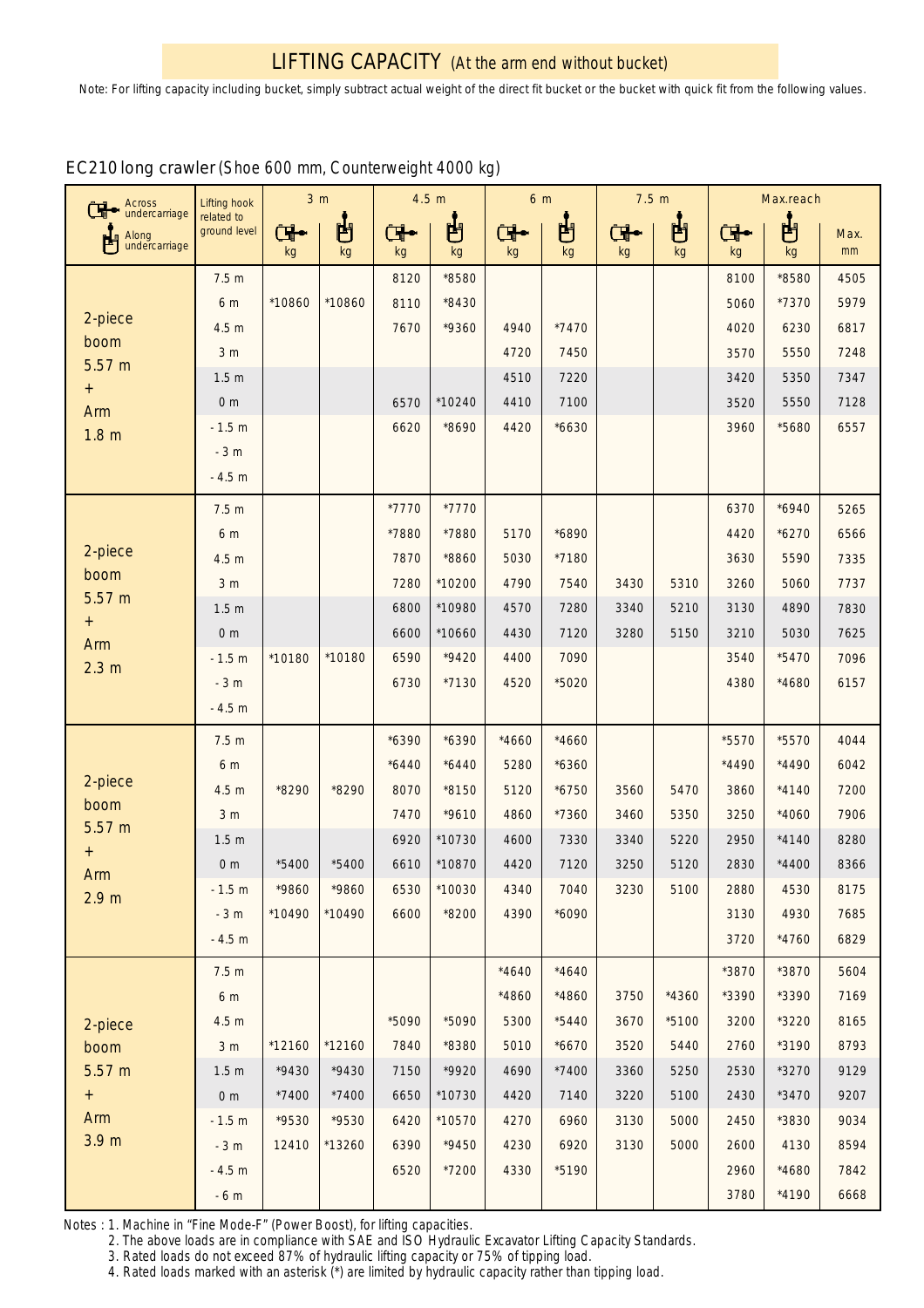# LIFTING CAPACITY (At the arm end without bucket)

Note: For lifting capacity including bucket, simply subtract actual weight of the direct fit bucket or the bucket with quick fit from the following values.

## EC210 long crawler (Shoe 600 mm, Counterweight 4000 kg)

| Across undercarriage / Along undercarriage | Lifting hook related to ground level | 3 m | | 4.5 m | | 6 m | | 7.5 m | | Max.reach | | |
|---|---|---|---|---|---|---|---|---|---|---|---|---|
| | | Across kg | Along kg | Across kg | Along kg | Across kg | Along kg | Across kg | Along kg | Across kg | Along kg | Max. mm |
| 2-piece boom 5.57 m + Arm 1.8 m | 7.5 m | | | 8120 | *8580 | | | | | 8100 | *8580 | 4505 |
| | 6 m | *10860 | *10860 | 8110 | *8430 | | | | | 5060 | *7370 | 5979 |
| | 4.5 m | | | 7670 | *9360 | 4940 | *7470 | | | 4020 | 6230 | 6817 |
| | 3 m | | | | | 4720 | 7450 | | | 3570 | 5550 | 7248 |
| | 1.5 m | | | | | 4510 | 7220 | | | 3420 | 5350 | 7347 |
| | 0 m | | | 6570 | *10240 | 4410 | 7100 | | | 3520 | 5550 | 7128 |
| | -1.5 m | | | 6620 | *8690 | 4420 | *6630 | | | 3960 | *5680 | 6557 |
| | -3 m | | | | | | | | | | | |
| | -4.5 m | | | | | | | | | | | |
| 2-piece boom 5.57 m + Arm 2.3 m | 7.5 m | | | *7770 | *7770 | | | | | 6370 | *6940 | 5265 |
| | 6 m | | | *7880 | *7880 | 5170 | *6890 | | | 4420 | *6270 | 6566 |
| | 4.5 m | | | 7870 | *8860 | 5030 | *7180 | | | 3630 | 5590 | 7335 |
| | 3 m | | | 7280 | *10200 | 4790 | 7540 | 3430 | 5310 | 3260 | 5060 | 7737 |
| | 1.5 m | | | 6800 | *10980 | 4570 | 7280 | 3340 | 5210 | 3130 | 4890 | 7830 |
| | 0 m | | | 6600 | *10660 | 4430 | 7120 | 3280 | 5150 | 3210 | 5030 | 7625 |
| | -1.5 m | *10180 | *10180 | 6590 | *9420 | 4400 | 7090 | | | 3540 | *5470 | 7096 |
| | -3 m | | | 6730 | *7130 | 4520 | *5020 | | | 4380 | *4680 | 6157 |
| | -4.5 m | | | | | | | | | | | |
| 2-piece boom 5.57 m + Arm 2.9 m | 7.5 m | | | *6390 | *6390 | *4660 | *4660 | | | *5570 | *5570 | 4044 |
| | 6 m | | | *6440 | *6440 | 5280 | *6360 | | | *4490 | *4490 | 6042 |
| | 4.5 m | *8290 | *8290 | 8070 | *8150 | 5120 | *6750 | 3560 | 5470 | 3860 | *4140 | 7200 |
| | 3 m | | | 7470 | *9610 | 4860 | *7360 | 3460 | 5350 | 3250 | *4060 | 7906 |
| | 1.5 m | | | 6920 | *10730 | 4600 | 7330 | 3340 | 5220 | 2950 | *4140 | 8280 |
| | 0 m | *5400 | *5400 | 6610 | *10870 | 4420 | 7120 | 3250 | 5120 | 2830 | *4400 | 8366 |
| | -1.5 m | *9860 | *9860 | 6530 | *10030 | 4340 | 7040 | 3230 | 5100 | 2880 | 4530 | 8175 |
| | -3 m | *10490 | *10490 | 6600 | *8200 | 4390 | *6090 | | | 3130 | 4930 | 7685 |
| | -4.5 m | | | | | | | | | 3720 | *4760 | 6829 |
| 2-piece boom 5.57 m + Arm 3.9 m | 7.5 m | | | | | *4640 | *4640 | | | *3870 | *3870 | 5604 |
| | 6 m | | | | | *4860 | *4860 | 3750 | *4360 | *3390 | *3390 | 7169 |
| | 4.5 m | | | *5090 | *5090 | 5300 | *5440 | 3670 | *5100 | 3200 | *3220 | 8165 |
| | 3 m | *12160 | *12160 | 7840 | *8380 | 5010 | *6670 | 3520 | 5440 | 2760 | *3190 | 8793 |
| | 1.5 m | *9430 | *9430 | 7150 | *9920 | 4690 | *7400 | 3360 | 5250 | 2530 | *3270 | 9129 |
| | 0 m | *7400 | *7400 | 6650 | *10730 | 4420 | 7140 | 3220 | 5100 | 2430 | *3470 | 9207 |
| | -1.5 m | *9530 | *9530 | 6420 | *10570 | 4270 | 6960 | 3130 | 5000 | 2450 | *3830 | 9034 |
| | -3 m | 12410 | *13260 | 6390 | *9450 | 4230 | 6920 | 3130 | 5000 | 2600 | 4130 | 8594 |
| | -4.5 m | | | 6520 | *7200 | 4330 | *5190 | | | 2960 | *4680 | 7842 |
| | -6 m | | | | | | | | | 3780 | *4190 | 6668 |

Notes : 1. Machine in "Fine Mode-F" (Power Boost), for lifting capacities.
2. The above loads are in compliance with SAE and ISO Hydraulic Excavator Lifting Capacity Standards.
3. Rated loads do not exceed 87% of hydraulic lifting capacity or 75% of tipping load.
4. Rated loads marked with an asterisk (*) are limited by hydraulic capacity rather than tipping load.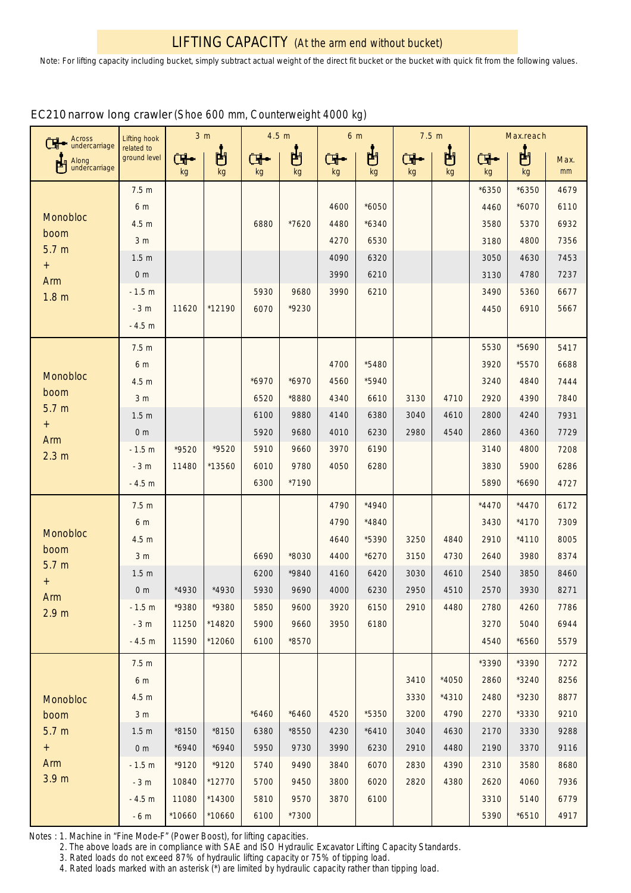# LIFTING CAPACITY (At the arm end without bucket)

Note: For lifting capacity including bucket, simply subtract actual weight of the direct fit bucket or the bucket with quick fit from the following values.

## EC210 narrow long crawler (Shoe 600 mm, Counterweight 4000 kg)

| Across undercarriage / Along undercarriage | Lifting hook related to ground level | 3 m | | 4.5 m | | 6 m | | 7.5 m | | Max.reach | | |
|---|---|---|---|---|---|---|---|---|---|---|---|---|
| | | Across kg | Along kg | Across kg | Along kg | Across kg | Along kg | Across kg | Along kg | Across kg | Along kg | Max. mm |
| Monobloc boom 5.7 m + Arm 1.8 m | 7.5 m | | | | | | | | | *6350 | *6350 | 4679 |
| | 6 m | | | | | 4600 | *6050 | | | 4460 | *6070 | 6110 |
| | 4.5 m | | | 6880 | *7620 | 4480 | *6340 | | | 3580 | 5370 | 6932 |
| | 3 m | | | | | 4270 | 6530 | | | 3180 | 4800 | 7356 |
| | 1.5 m | | | | | 4090 | 6320 | | | 3050 | 4630 | 7453 |
| | 0 m | | | | | 3990 | 6210 | | | 3130 | 4780 | 7237 |
| | -1.5 m | | | 5930 | 9680 | 3990 | 6210 | | | 3490 | 5360 | 6677 |
| | -3 m | 11620 | *12190 | 6070 | *9230 | | | | | 4450 | 6910 | 5667 |
| | -4.5 m | | | | | | | | | | | |
| Monobloc boom 5.7 m + Arm 2.3 m | 7.5 m | | | | | | | | | 5530 | *5690 | 5417 |
| | 6 m | | | | | 4700 | *5480 | | | 3920 | *5570 | 6688 |
| | 4.5 m | | | *6970 | *6970 | 4560 | *5940 | | | 3240 | 4840 | 7444 |
| | 3 m | | | 6520 | *8880 | 4340 | 6610 | 3130 | 4710 | 2920 | 4390 | 7840 |
| | 1.5 m | | | 6100 | 9880 | 4140 | 6380 | 3040 | 4610 | 2800 | 4240 | 7931 |
| | 0 m | | | 5920 | 9680 | 4010 | 6230 | 2980 | 4540 | 2860 | 4360 | 7729 |
| | -1.5 m | *9520 | *9520 | 5910 | 9660 | 3970 | 6190 | | | 3140 | 4800 | 7208 |
| | -3 m | 11480 | *13560 | 6010 | 9780 | 4050 | 6280 | | | 3830 | 5900 | 6286 |
| | -4.5 m | | | 6300 | *7190 | | | | | 5890 | *6690 | 4727 |
| Monobloc boom 5.7 m + Arm 2.9 m | 7.5 m | | | | | 4790 | *4940 | | | *4470 | *4470 | 6172 |
| | 6 m | | | | | 4790 | *4840 | | | 3430 | *4170 | 7309 |
| | 4.5 m | | | | | 4640 | *5390 | 3250 | 4840 | 2910 | *4110 | 8005 |
| | 3 m | | | 6690 | *8030 | 4400 | *6270 | 3150 | 4730 | 2640 | 3980 | 8374 |
| | 1.5 m | | | 6200 | *9840 | 4160 | 6420 | 3030 | 4610 | 2540 | 3850 | 8460 |
| | 0 m | *4930 | *4930 | 5930 | 9690 | 4000 | 6230 | 2950 | 4510 | 2570 | 3930 | 8271 |
| | -1.5 m | *9380 | *9380 | 5850 | 9600 | 3920 | 6150 | 2910 | 4480 | 2780 | 4260 | 7786 |
| | -3 m | 11250 | *14820 | 5900 | 9660 | 3950 | 6180 | | | 3270 | 5040 | 6944 |
| | -4.5 m | 11590 | *12060 | 6100 | *8570 | | | | | 4540 | *6560 | 5579 |
| Monobloc boom 5.7 m + Arm 3.9 m | 7.5 m | | | | | | | | | *3390 | *3390 | 7272 |
| | 6 m | | | | | | | 3410 | *4050 | 2860 | *3240 | 8256 |
| | 4.5 m | | | | | | | 3330 | *4310 | 2480 | *3230 | 8877 |
| | 3 m | | | *6460 | *6460 | 4520 | *5350 | 3200 | 4790 | 2270 | *3330 | 9210 |
| | 1.5 m | *8150 | *8150 | 6380 | *8550 | 4230 | *6410 | 3040 | 4630 | 2170 | 3330 | 9288 |
| | 0 m | *6940 | *6940 | 5950 | 9730 | 3990 | 6230 | 2910 | 4480 | 2190 | 3370 | 9116 |
| | -1.5 m | *9120 | *9120 | 5740 | 9490 | 3840 | 6070 | 2830 | 4390 | 2310 | 3580 | 8680 |
| | -3 m | 10840 | *12770 | 5700 | 9450 | 3800 | 6020 | 2820 | 4380 | 2620 | 4060 | 7936 |
| | -4.5 m | 11080 | *14300 | 5810 | 9570 | 3870 | 6100 | | | 3310 | 5140 | 6779 |
| | -6 m | *10660 | *10660 | 6100 | *7300 | | | | | 5390 | *6510 | 4917 |

Notes : 1. Machine in "Fine Mode-F" (Power Boost), for lifting capacities.
2. The above loads are in compliance with SAE and ISO Hydraulic Excavator Lifting Capacity Standards.
3. Rated loads do not exceed 87% of hydraulic lifting capacity or 75% of tipping load.
4. Rated loads marked with an asterisk (*) are limited by hydraulic capacity rather than tipping load.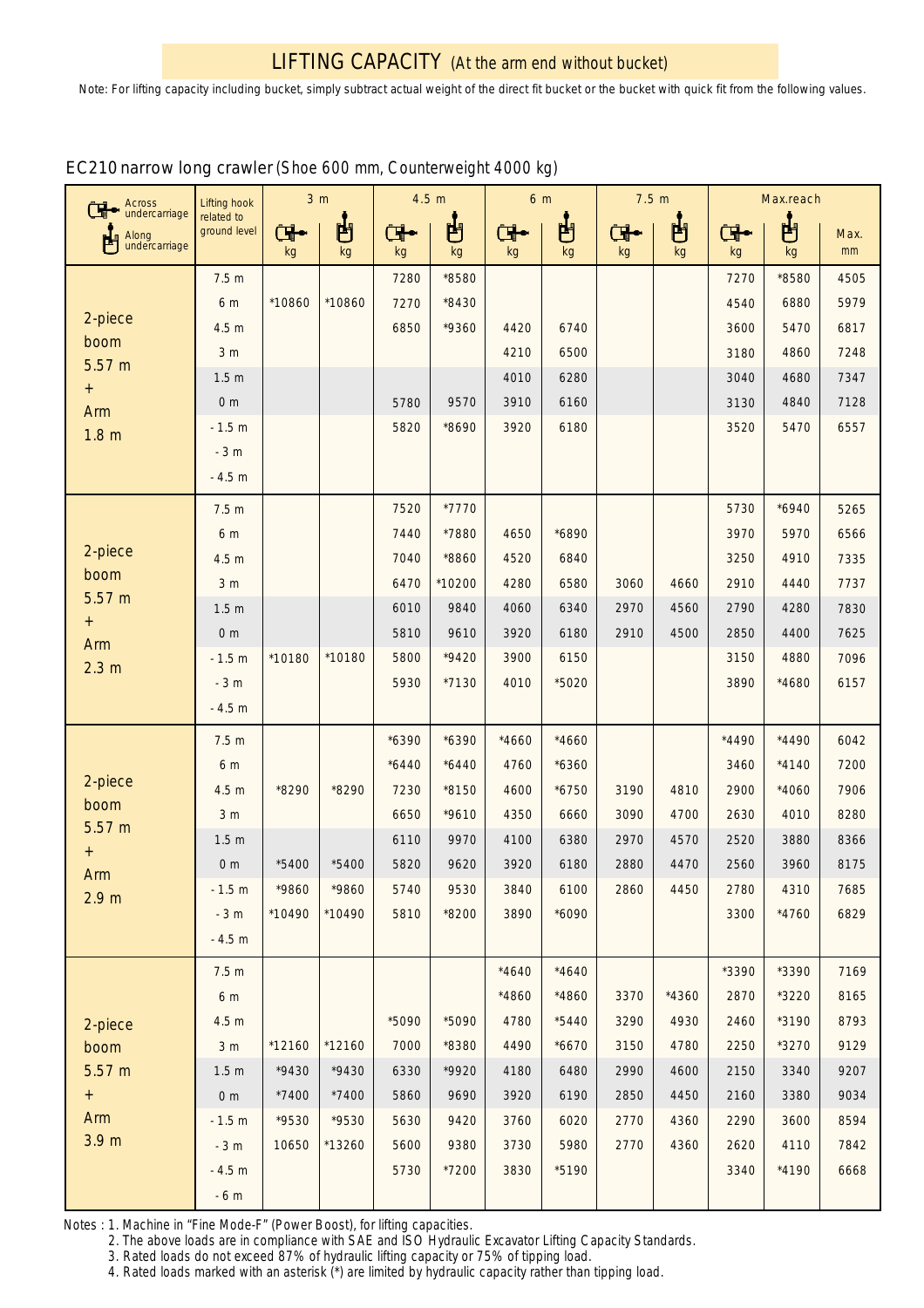## LIFTING CAPACITY (At the arm end without bucket)

Note: For lifting capacity including bucket, simply subtract actual weight of the direct fit bucket or the bucket with quick fit from the following values.

### EC210 narrow long crawler (Shoe 600 mm, Counterweight 4000 kg)

| Across undercarriage / Along undercarriage | Lifting hook related to ground level | 3 m | | 4.5 m | | 6 m | | 7.5 m | | Max.reach | | |
|---|---|---|---|---|---|---|---|---|---|---|---|---|
| | | Across kg | Along kg | Across kg | Along kg | Across kg | Along kg | Across kg | Along kg | Across kg | Along kg | Max. mm |
| 2-piece boom 5.57 m + Arm 1.8 m | 7.5 m | | | 7280 | *8580 | | | | | 7270 | *8580 | 4505 |
| | 6 m | *10860 | *10860 | 7270 | *8430 | | | | | 4540 | 6880 | 5979 |
| | 4.5 m | | | 6850 | *9360 | 4420 | 6740 | | | 3600 | 5470 | 6817 |
| | 3 m | | | | | 4210 | 6500 | | | 3180 | 4860 | 7248 |
| | 1.5 m | | | | | 4010 | 6280 | | | 3040 | 4680 | 7347 |
| | 0 m | | | 5780 | 9570 | 3910 | 6160 | | | 3130 | 4840 | 7128 |
| | -1.5 m | | | 5820 | *8690 | 3920 | 6180 | | | 3520 | 5470 | 6557 |
| | -3 m | | | | | | | | | | | |
| | -4.5 m | | | | | | | | | | | |
| 2-piece boom 5.57 m + Arm 2.3 m | 7.5 m | | | 7520 | *7770 | | | | | 5730 | *6940 | 5265 |
| | 6 m | | | 7440 | *7880 | 4650 | *6890 | | | 3970 | 5970 | 6566 |
| | 4.5 m | | | 7040 | *8860 | 4520 | 6840 | | | 3250 | 4910 | 7335 |
| | 3 m | | | 6470 | *10200 | 4280 | 6580 | 3060 | 4660 | 2910 | 4440 | 7737 |
| | 1.5 m | | | 6010 | 9840 | 4060 | 6340 | 2970 | 4560 | 2790 | 4280 | 7830 |
| | 0 m | | | 5810 | 9610 | 3920 | 6180 | 2910 | 4500 | 2850 | 4400 | 7625 |
| | -1.5 m | *10180 | *10180 | 5800 | *9420 | 3900 | 6150 | | | 3150 | 4880 | 7096 |
| | -3 m | | | 5930 | *7130 | 4010 | *5020 | | | 3890 | *4680 | 6157 |
| | -4.5 m | | | | | | | | | | | |
| 2-piece boom 5.57 m + Arm 2.9 m | 7.5 m | | | *6390 | *6390 | *4660 | *4660 | | | *4490 | *4490 | 6042 |
| | 6 m | | | *6440 | *6440 | 4760 | *6360 | | | 3460 | *4140 | 7200 |
| | 4.5 m | *8290 | *8290 | 7230 | *8150 | 4600 | *6750 | 3190 | 4810 | 2900 | *4060 | 7906 |
| | 3 m | | | 6650 | *9610 | 4350 | 6660 | 3090 | 4700 | 2630 | 4010 | 8280 |
| | 1.5 m | | | 6110 | 9970 | 4100 | 6380 | 2970 | 4570 | 2520 | 3880 | 8366 |
| | 0 m | *5400 | *5400 | 5820 | 9620 | 3920 | 6180 | 2880 | 4470 | 2560 | 3960 | 8175 |
| | -1.5 m | *9860 | *9860 | 5740 | 9530 | 3840 | 6100 | 2860 | 4450 | 2780 | 4310 | 7685 |
| | -3 m | *10490 | *10490 | 5810 | *8200 | 3890 | *6090 | | | 3300 | *4760 | 6829 |
| | -4.5 m | | | | | | | | | | | |
| 2-piece boom 5.57 m + Arm 3.9 m | 7.5 m | | | | | *4640 | *4640 | | | *3390 | *3390 | 7169 |
| | 6 m | | | | | *4860 | *4860 | 3370 | *4360 | 2870 | *3220 | 8165 |
| | 4.5 m | | | *5090 | *5090 | 4780 | *5440 | 3290 | 4930 | 2460 | *3190 | 8793 |
| | 3 m | *12160 | *12160 | 7000 | *8380 | 4490 | *6670 | 3150 | 4780 | 2250 | *3270 | 9129 |
| | 1.5 m | *9430 | *9430 | 6330 | *9920 | 4180 | 6480 | 2990 | 4600 | 2150 | 3340 | 9207 |
| | 0 m | *7400 | *7400 | 5860 | 9690 | 3920 | 6190 | 2850 | 4450 | 2160 | 3380 | 9034 |
| | -1.5 m | *9530 | *9530 | 5630 | 9420 | 3760 | 6020 | 2770 | 4360 | 2290 | 3600 | 8594 |
| | -3 m | 10650 | *13260 | 5600 | 9380 | 3730 | 5980 | 2770 | 4360 | 2620 | 4110 | 7842 |
| | -4.5 m | | | 5730 | *7200 | 3830 | *5190 | | | 3340 | *4190 | 6668 |
| | -6 m | | | | | | | | | | | |

Notes : 1. Machine in "Fine Mode-F" (Power Boost), for lifting capacities.
2. The above loads are in compliance with SAE and ISO Hydraulic Excavator Lifting Capacity Standards.
3. Rated loads do not exceed 87% of hydraulic lifting capacity or 75% of tipping load.
4. Rated loads marked with an asterisk (*) are limited by hydraulic capacity rather than tipping load.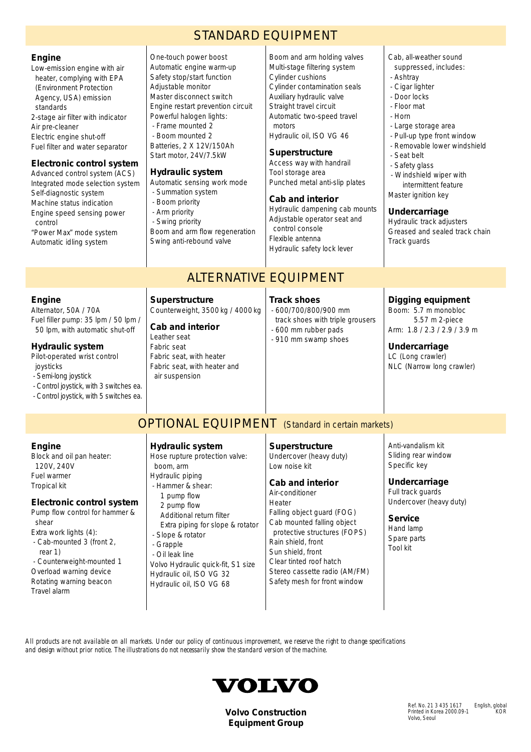# STANDARD EQUIPMENT

### Engine

Low-emission engine with air heater, complying with EPA (Environment Protection Agency, USA) emission standards
2-stage air filter with indicator
Air pre-cleaner
Electric engine shut-off
Fuel filter and water separator

### Electronic control system

Advanced control system (ACS)
Integrated mode selection system
Self-diagnostic system
Machine status indication
Engine speed sensing power control
"Power Max" mode system
Automatic idling system
One-touch power boost
Automatic engine warm-up
Safety stop/start function
Adjustable monitor
Master disconnect switch
Engine restart prevention circuit
Powerful halogen lights:
- Frame mounted 2
- Boom mounted 2

Batteries, 2 X 12V/150Ah
Start motor, 24V/7.5kW

### Hydraulic system

Automatic sensing work mode
- Summation system
- Boom priority
- Arm priority
- Swing priority

Boom and arm flow regeneration
Swing anti-rebound valve
Boom and arm holding valves
Multi-stage filtering system
Cylinder cushions
Cylinder contamination seals
Auxiliary hydraulic valve
Straight travel circuit
Automatic two-speed travel motors
Hydraulic oil, ISO VG 46

### Superstructure

Access way with handrail
Tool storage area
Punched metal anti-slip plates

### Cab and interior

Hydraulic dampening cab mounts
Adjustable operator seat and control console
Flexible antenna
Hydraulic safety lock lever
Cab, all-weather sound suppressed, includes:
- Ashtray
- Cigar lighter
- Door locks
- Floor mat
- Horn
- Large storage area
- Pull-up type front window
- Removable lower windshield
- Seat belt
- Safety glass
- Windshield wiper with intermittent feature

Master ignition key

### Undercarriage

Hydraulic track adjusters
Greased and sealed track chain
Track guards

# ALTERNATIVE EQUIPMENT

### Engine

Alternator, 50A / 70A
Fuel filler pump: 35 lpm / 50 lpm / 50 lpm, with automatic shut-off

### Hydraulic system

Pilot-operated wrist control joysticks
- Semi-long joystick
- Control joystick, with 3 switches ea.
- Control joystick, with 5 switches ea.

### Superstructure

Counterweight, 3500 kg / 4000 kg

### Cab and interior

Leather seat
Fabric seat
Fabric seat, with heater
Fabric seat, with heater and air suspension

### Track shoes

- 600/700/800/900 mm track shoes with triple grousers
- 600 mm rubber pads
- 910 mm swamp shoes

### Digging equipment

Boom: 5.7 m monobloc
5.57 m 2-piece
Arm: 1.8 / 2.3 / 2.9 / 3.9 m

### Undercarriage

LC (Long crawler)
NLC (Narrow long crawler)

# OPTIONAL EQUIPMENT (Standard in certain markets)

### Engine

Block and oil pan heater: 120V, 240V
Fuel warmer
Tropical kit

### Electronic control system

Pump flow control for hammer & shear
Extra work lights (4):
- Cab-mounted 3 (front 2, rear 1)
- Counterweight-mounted 1

Overload warning device
Rotating warning beacon
Travel alarm

### Hydraulic system

Hose rupture protection valve: boom, arm
Hydraulic piping
- Hammer & shear:
  - 1 pump flow
  - 2 pump flow
  - Additional return filter
  - Extra piping for slope & rotator
- Slope & rotator
- Grapple
- Oil leak line

Volvo Hydraulic quick-fit, S1 size
Hydraulic oil, ISO VG 32
Hydraulic oil, ISO VG 68

### Superstructure

Undercover (heavy duty)
Low noise kit

### Cab and interior

Air-conditioner
Heater
Falling object guard (FOG)
Cab mounted falling object protective structures (FOPS)
Rain shield, front
Sun shield, front
Clear tinted roof hatch
Stereo cassette radio (AM/FM)
Safety mesh for front window
Anti-vandalism kit
Sliding rear window
Specific key

### Undercarriage

Full track guards
Undercover (heavy duty)

### Service

Hand lamp
Spare parts
Tool kit

*All products are not available on all markets. Under our policy of continuous improvement, we reserve the right to change specifications and design without prior notice. The illustrations do not necessarily show the standard version of the machine.*

VOLVO

**Volvo Construction Equipment Group**

Ref. No. 21 3 435 1617 English, global
Printed in Korea 2000.09-1 KOR
Volvo, Seoul